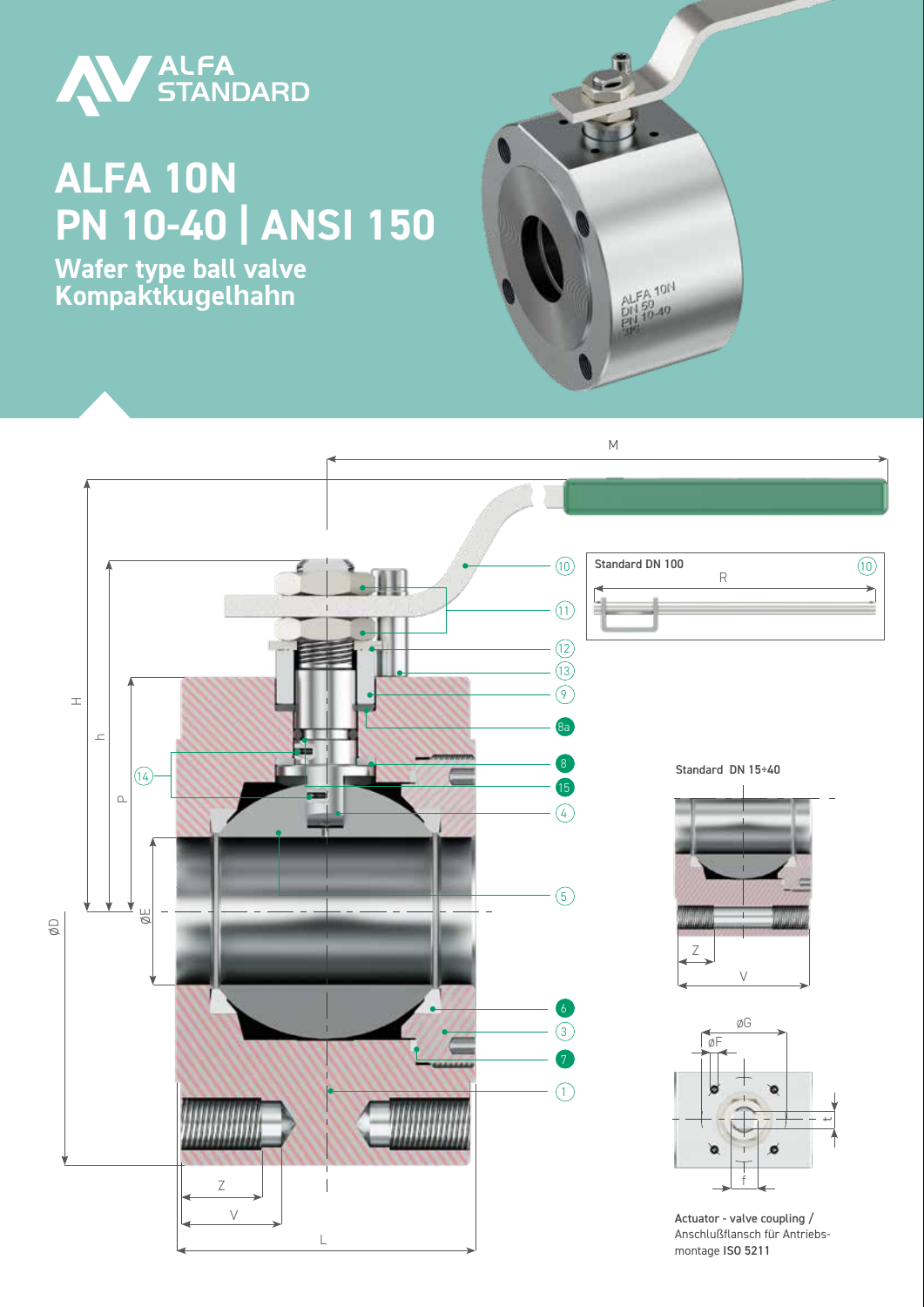ALFA STANDARD

# ALFA 10N
# PN 10-40 | ANSI 150

## Wafer type ball valve
## Kompaktkugelhahn

Standard DN 100

Standard DN 15÷40

Actuator - valve coupling / Anschlußflansch für Antriebs-montage **ISO 5211**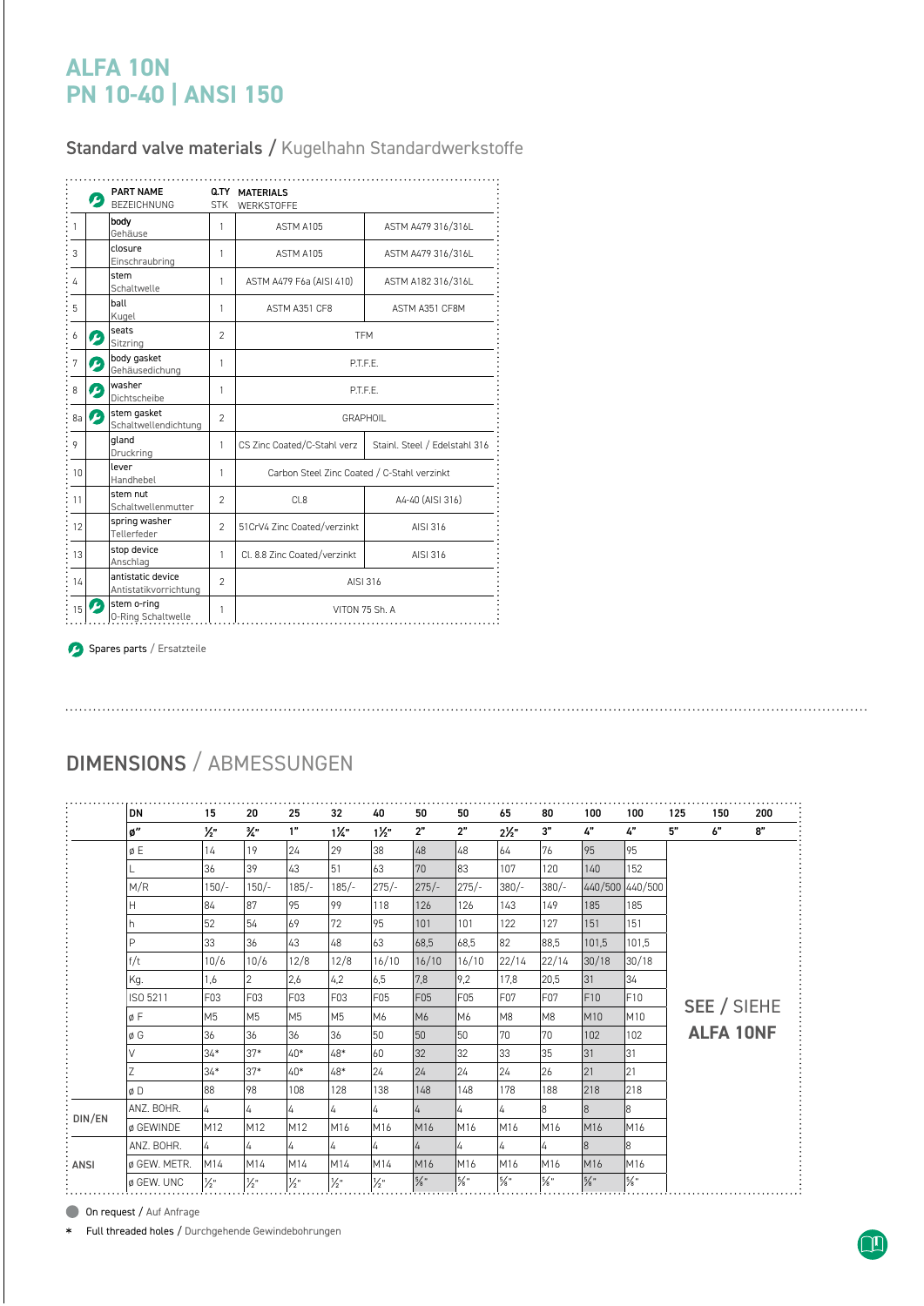# ALFA 10N
# PN 10-40 | ANSI 150

## Standard valve materials / Kugelhahn Standardwerkstoffe

| | | PART NAME BEZEICHNUNG | Q.TY STK | MATERIALS WERKSTOFFE | |
|---|---|---|---|---|---|
| 1 | | body Gehäuse | 1 | ASTM A105 | ASTM A479 316/316L |
| 3 | | closure Einschraubring | 1 | ASTM A105 | ASTM A479 316/316L |
| 4 | | stem Schaltwelle | 1 | ASTM A479 F6a (AISI 410) | ASTM A182 316/316L |
| 5 | | ball Kugel | 1 | ASTM A351 CF8 | ASTM A351 CF8M |
| 6 | ✓ | seats Sitzring | 2 | TFM | |
| 7 | ✓ | body gasket Gehäusedichung | 1 | P.T.F.E. | |
| 8 | ✓ | washer Dichtscheibe | 1 | P.T.F.E. | |
| 8a | ✓ | stem gasket Schaltwellendichtung | 2 | GRAPHOIL | |
| 9 | | gland Druckring | 1 | CS Zinc Coated/C-Stahl verz | Stainl. Steel / Edelstahl 316 |
| 10 | | lever Handhebel | 1 | Carbon Steel Zinc Coated / C-Stahl verzinkt | |
| 11 | | stem nut Schaltwellenmutter | 2 | Cl.8 | A4-40 (AISI 316) |
| 12 | | spring washer Tellerfeder | 2 | 51CrV4 Zinc Coated/verzinkt | AISI 316 |
| 13 | | stop device Anschlag | 1 | Cl. 8.8 Zinc Coated/verzinkt | AISI 316 |
| 14 | | antistatic device Antistatikvorrichtung | 2 | AISI 316 | |
| 15 | ✓ | stem o-ring O-Ring Schaltwelle | 1 | VITON 75 Sh. A | |

✓ Spares parts / Ersatzteile

## DIMENSIONS / ABMESSUNGEN

| | DN | 15 | 20 | 25 | 32 | 40 | 50 | 50 | 65 | 80 | 100 | 100 | 125 | 150 | 200 |
|---|---|---|---|---|---|---|---|---|---|---|---|---|---|---|---|
| | ø" | ½" | ¾" | 1" | 1¼" | 1½" | 2" | 2" | 2½" | 3" | 4" | 4" | 5" | 6" | 8" |
| | ø E | 14 | 19 | 24 | 29 | 38 | 48 | 48 | 64 | 76 | 95 | 95 | SEE / SIEHE ALFA 10NF | | |
| | L | 36 | 39 | 43 | 51 | 63 | 70 | 83 | 107 | 120 | 140 | 152 | | | |
| | M/R | 150/- | 150/- | 185/- | 185/- | 275/- | 275/- | 275/- | 380/- | 380/- | 440/500 | 440/500 | | | |
| | H | 84 | 87 | 95 | 99 | 118 | 126 | 126 | 143 | 149 | 185 | 185 | | | |
| | h | 52 | 54 | 69 | 72 | 95 | 101 | 101 | 122 | 127 | 151 | 151 | | | |
| | P | 33 | 36 | 43 | 48 | 63 | 68,5 | 68,5 | 82 | 88,5 | 101,5 | 101,5 | | | |
| | f/t | 10/6 | 10/6 | 12/8 | 12/8 | 16/10 | 16/10 | 16/10 | 22/14 | 22/14 | 30/18 | 30/18 | | | |
| | Kg. | 1,6 | 2 | 2,6 | 4,2 | 6,5 | 7,8 | 9,2 | 17,8 | 20,5 | 31 | 34 | | | |
| | ISO 5211 | F03 | F03 | F03 | F03 | F05 | F05 | F05 | F07 | F07 | F10 | F10 | | | |
| | ø F | M5 | M5 | M5 | M5 | M6 | M6 | M6 | M8 | M8 | M10 | M10 | | | |
| | ø G | 36 | 36 | 36 | 36 | 50 | 50 | 50 | 70 | 70 | 102 | 102 | | | |
| | V | 34* | 37* | 40* | 48* | 60 | 32 | 32 | 33 | 35 | 31 | 31 | | | |
| | Z | 34* | 37* | 40* | 48* | 24 | 24 | 24 | 24 | 26 | 21 | 21 | | | |
| | ø D | 88 | 98 | 108 | 128 | 138 | 148 | 148 | 178 | 188 | 218 | 218 | | | |
| DIN/EN | ANZ. BOHR. | 4 | 4 | 4 | 4 | 4 | 4 | 4 | 4 | 8 | 8 | 8 | | | |
| DIN/EN | ø GEWINDE | M12 | M12 | M12 | M16 | M16 | M16 | M16 | M16 | M16 | M16 | M16 | | | |
| ANSI | ANZ. BOHR. | 4 | 4 | 4 | 4 | 4 | 4 | 4 | 4 | 4 | 8 | 8 | | | |
| ANSI | ø GEW. METR. | M14 | M14 | M14 | M14 | M14 | M16 | M16 | M16 | M16 | M16 | M16 | | | |
| ANSI | ø GEW. UNC | ½" | ½" | ½" | ½" | ½" | ⅝" | ⅝" | ⅝" | ⅝" | ⅝" | ⅝" | | | |

● On request / Auf Anfrage

* Full threaded holes / Durchgehende Gewindebohrungen